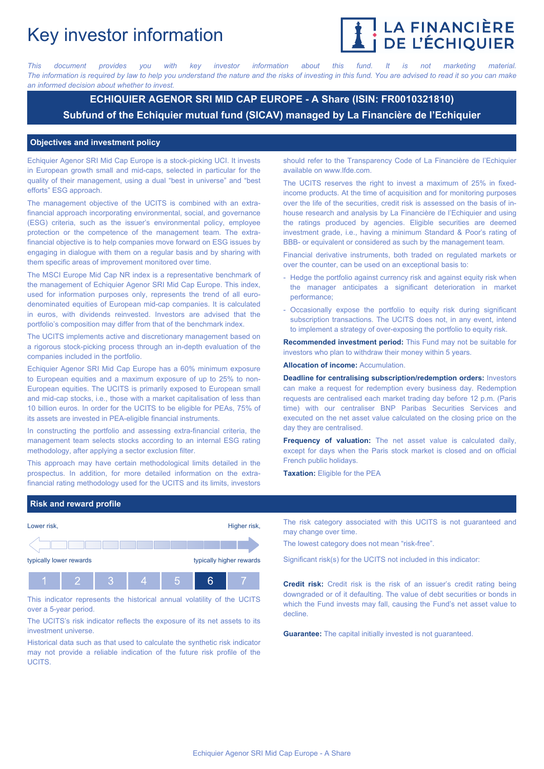# Key investor information

LA FINANCIÈRE DE L'ÉCHIQUIER

*This document provides you with key investor information about this fund. It is not marketing material. The information is required by law to help you understand the nature and the risks of investing in this fund. You are advised to read it so you can make an informed decision about whether to invest.*

## ECHIQUIER AGENOR SRI MID CAP EUROPE - A Share (ISIN: FR0010321810)

## Subfund of the Echiquier mutual fund (SICAV) managed by La Financière de l'Echiquier

## Objectives and investment policy

Echiquier Agenor SRI Mid Cap Europe is a stock-picking UCI. It invests in European growth small and mid-caps, selected in particular for the quality of their management, using a dual "best in universe" and "best efforts" ESG approach.

The management objective of the UCITS is combined with an extra-financial approach incorporating environmental, social, and governance (ESG) criteria, such as the issuer's environmental policy, employee protection or the competence of the management team. The extra-financial objective is to help companies move forward on ESG issues by engaging in dialogue with them on a regular basis and by sharing with them specific areas of improvement monitored over time.

The MSCI Europe Mid Cap NR index is a representative benchmark of the management of Echiquier Agenor SRI Mid Cap Europe. This index, used for information purposes only, represents the trend of all euro-denominated equities of European mid-cap companies. It is calculated in euros, with dividends reinvested. Investors are advised that the portfolio's composition may differ from that of the benchmark index.

The UCITS implements active and discretionary management based on a rigorous stock-picking process through an in-depth evaluation of the companies included in the portfolio.

Echiquier Agenor SRI Mid Cap Europe has a 60% minimum exposure to European equities and a maximum exposure of up to 25% to non-European equities. The UCITS is primarily exposed to European small and mid-cap stocks, i.e., those with a market capitalisation of less than 10 billion euros. In order for the UCITS to be eligible for PEAs, 75% of its assets are invested in PEA-eligible financial instruments.

In constructing the portfolio and assessing extra-financial criteria, the management team selects stocks according to an internal ESG rating methodology, after applying a sector exclusion filter.

This approach may have certain methodological limits detailed in the prospectus. In addition, for more detailed information on the extra-financial rating methodology used for the UCITS and its limits, investors should refer to the Transparency Code of La Financière de l'Echiquier available on www.lfde.com.

The UCITS reserves the right to invest a maximum of 25% in fixed-income products. At the time of acquisition and for monitoring purposes over the life of the securities, credit risk is assessed on the basis of in-house research and analysis by La Financière de l'Echiquier and using the ratings produced by agencies. Eligible securities are deemed investment grade, i.e., having a minimum Standard & Poor's rating of BBB- or equivalent or considered as such by the management team.

Financial derivative instruments, both traded on regulated markets or over the counter, can be used on an exceptional basis to:

- Hedge the portfolio against currency risk and against equity risk when the manager anticipates a significant deterioration in market performance;
- Occasionally expose the portfolio to equity risk during significant subscription transactions. The UCITS does not, in any event, intend to implement a strategy of over-exposing the portfolio to equity risk.

**Recommended investment period:** This Fund may not be suitable for investors who plan to withdraw their money within 5 years.

**Allocation of income:** Accumulation.

**Deadline for centralising subscription/redemption orders:** Investors can make a request for redemption every business day. Redemption requests are centralised each market trading day before 12 p.m. (Paris time) with our centraliser BNP Paribas Securities Services and executed on the net asset value calculated on the closing price on the day they are centralised.

**Frequency of valuation:** The net asset value is calculated daily, except for days when the Paris stock market is closed and on official French public holidays.

**Taxation:** Eligible for the PEA

## Risk and reward profile

Lower risk, — Higher risk,

typically lower rewards — typically higher rewards

| 1 | 2 | 3 | 4 | 5 | **6** | 7 |
|---|---|---|---|---|---|---|

This indicator represents the historical annual volatility of the UCITS over a 5-year period.

The UCITS's risk indicator reflects the exposure of its net assets to its investment universe.

Historical data such as that used to calculate the synthetic risk indicator may not provide a reliable indication of the future risk profile of the UCITS.

The risk category associated with this UCITS is not guaranteed and may change over time.

The lowest category does not mean "risk-free".

Significant risk(s) for the UCITS not included in this indicator:

**Credit risk:** Credit risk is the risk of an issuer's credit rating being downgraded or of it defaulting. The value of debt securities or bonds in which the Fund invests may fall, causing the Fund's net asset value to decline.

**Guarantee:** The capital initially invested is not guaranteed.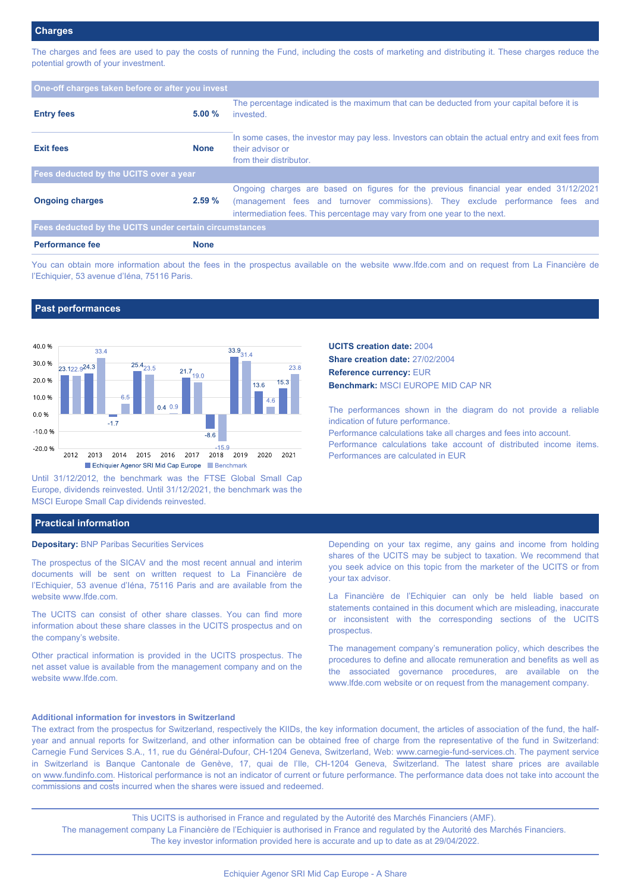## Charges

The charges and fees are used to pay the costs of running the Fund, including the costs of marketing and distributing it. These charges reduce the potential growth of your investment.

| One-off charges taken before or after you invest | | |
|---|---|---|
| **Entry fees** | **5.00 %** | The percentage indicated is the maximum that can be deducted from your capital before it is invested. |
| **Exit fees** | **None** | In some cases, the investor may pay less. Investors can obtain the actual entry and exit fees from their advisor or from their distributor. |
| **Fees deducted by the UCITS over a year** | | |
| **Ongoing charges** | **2.59 %** | Ongoing charges are based on figures for the previous financial year ended 31/12/2021 (management fees and turnover commissions). They exclude performance fees and intermediation fees. This percentage may vary from one year to the next. |
| **Fees deducted by the UCITS under certain circumstances** | | |
| **Performance fee** | **None** | |

You can obtain more information about the fees in the prospectus available on the website www.lfde.com and on request from La Financière de l'Echiquier, 53 avenue d'Iéna, 75116 Paris.

## Past performances

40.0 %
30.0 %
20.0 %
10.0 %
0.0 %
-10.0 %
-20.0 %

2012 2013 2014 2015 2016 2017 2018 2019 2020 2021

23.1 22.9 24.3 33.4 -1.7 6.5 25.4 23.5 0.4 0.9 21.7 19.0 -8.6 -15.9 33.9 31.4 13.6 4.6 15.3 23.8

Echiquier Agenor SRI Mid Cap Europe    Benchmark

Until 31/12/2012, the benchmark was the FTSE Global Small Cap Europe, dividends reinvested. Until 31/12/2021, the benchmark was the MSCI Europe Small Cap dividends reinvested.

**UCITS creation date:** 2004
**Share creation date:** 27/02/2004
**Reference currency:** EUR
**Benchmark:** MSCI EUROPE MID CAP NR

The performances shown in the diagram do not provide a reliable indication of future performance.
Performance calculations take all charges and fees into account.
Performance calculations take account of distributed income items.
Performances are calculated in EUR

## Practical information

**Depositary:** BNP Paribas Securities Services

The prospectus of the SICAV and the most recent annual and interim documents will be sent on written request to La Financière de l'Echiquier, 53 avenue d'Iéna, 75116 Paris and are available from the website www.lfde.com.

The UCITS can consist of other share classes. You can find more information about these share classes in the UCITS prospectus and on the company's website.

Other practical information is provided in the UCITS prospectus. The net asset value is available from the management company and on the website www.lfde.com.

Depending on your tax regime, any gains and income from holding shares of the UCITS may be subject to taxation. We recommend that you seek advice on this topic from the marketer of the UCITS or from your tax advisor.

La Financière de l'Echiquier can only be held liable based on statements contained in this document which are misleading, inaccurate or inconsistent with the corresponding sections of the UCITS prospectus.

The management company's remuneration policy, which describes the procedures to define and allocate remuneration and benefits as well as the associated governance procedures, are available on the www.lfde.com website or on request from the management company.

**Additional information for investors in Switzerland**

The extract from the prospectus for Switzerland, respectively the KIIDs, the key information document, the articles of association of the fund, the half-year and annual reports for Switzerland, and other information can be obtained free of charge from the representative of the fund in Switzerland: Carnegie Fund Services S.A., 11, rue du Général-Dufour, CH-1204 Geneva, Switzerland, Web: www.carnegie-fund-services.ch. The payment service in Switzerland is Banque Cantonale de Genève, 17, quai de l'Ile, CH-1204 Geneva, Switzerland. The latest share prices are available on www.fundinfo.com. Historical performance is not an indicator of current or future performance. The performance data does not take into account the commissions and costs incurred when the shares were issued and redeemed.

This UCITS is authorised in France and regulated by the Autorité des Marchés Financiers (AMF).
The management company La Financière de l'Echiquier is authorised in France and regulated by the Autorité des Marchés Financiers.
The key investor information provided here is accurate and up to date as at 29/04/2022.